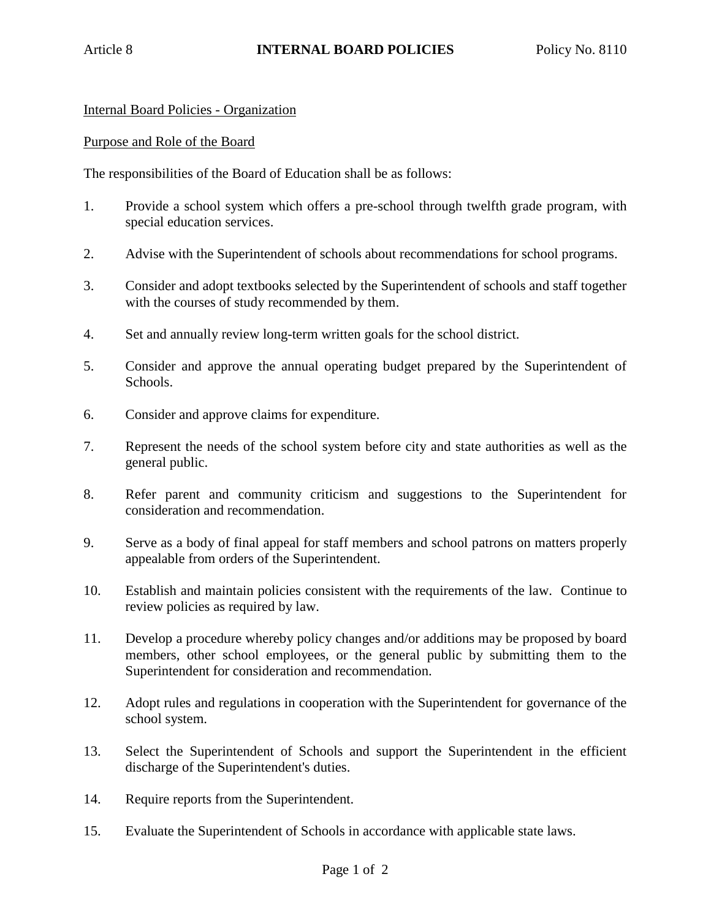Article 8 **INTERNAL BOARD POLICIES** Policy No. 8110

Internal Board Policies - Organization

Purpose and Role of the Board

The responsibilities of the Board of Education shall be as follows:

1. Provide a school system which offers a pre-school through twelfth grade program, with special education services.
2. Advise with the Superintendent of schools about recommendations for school programs.
3. Consider and adopt textbooks selected by the Superintendent of schools and staff together with the courses of study recommended by them.
4. Set and annually review long-term written goals for the school district.
5. Consider and approve the annual operating budget prepared by the Superintendent of Schools.
6. Consider and approve claims for expenditure.
7. Represent the needs of the school system before city and state authorities as well as the general public.
8. Refer parent and community criticism and suggestions to the Superintendent for consideration and recommendation.
9. Serve as a body of final appeal for staff members and school patrons on matters properly appealable from orders of the Superintendent.
10. Establish and maintain policies consistent with the requirements of the law. Continue to review policies as required by law.
11. Develop a procedure whereby policy changes and/or additions may be proposed by board members, other school employees, or the general public by submitting them to the Superintendent for consideration and recommendation.
12. Adopt rules and regulations in cooperation with the Superintendent for governance of the school system.
13. Select the Superintendent of Schools and support the Superintendent in the efficient discharge of the Superintendent's duties.
14. Require reports from the Superintendent.
15. Evaluate the Superintendent of Schools in accordance with applicable state laws.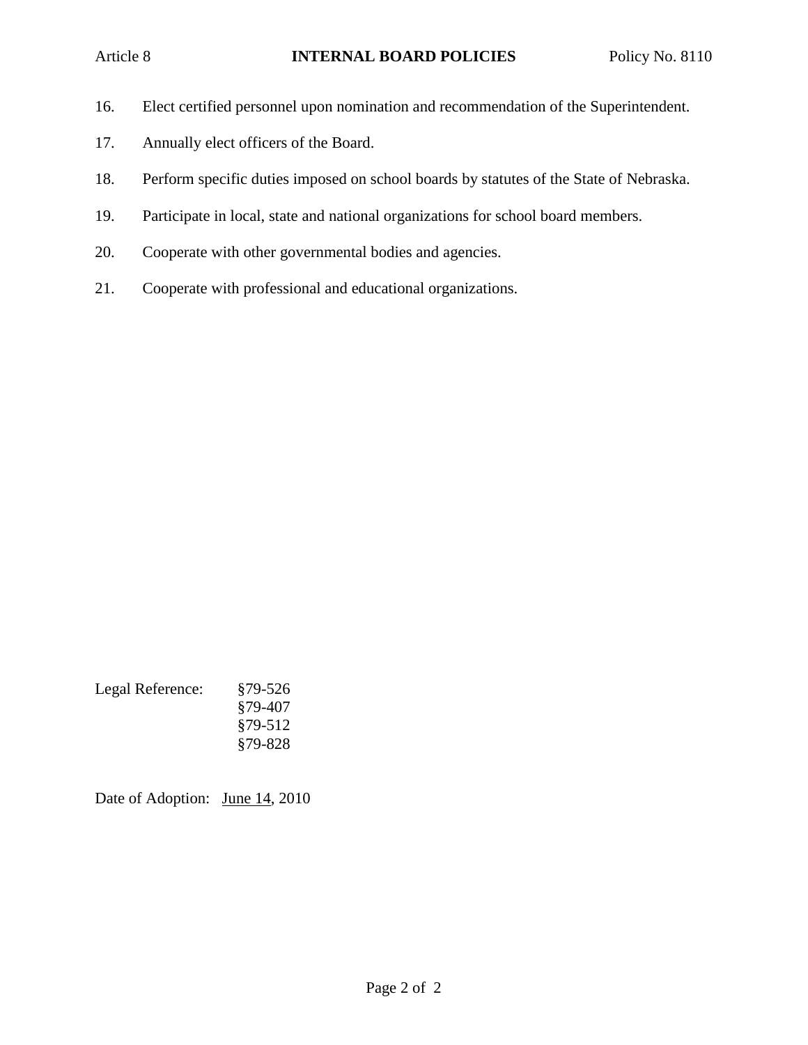16. Elect certified personnel upon nomination and recommendation of the Superintendent.

17. Annually elect officers of the Board.

18. Perform specific duties imposed on school boards by statutes of the State of Nebraska.

19. Participate in local, state and national organizations for school board members.

20. Cooperate with other governmental bodies and agencies.

21. Cooperate with professional and educational organizations.

Legal Reference: §79-526
§79-407
§79-512
§79-828

Date of Adoption: June 14, 2010